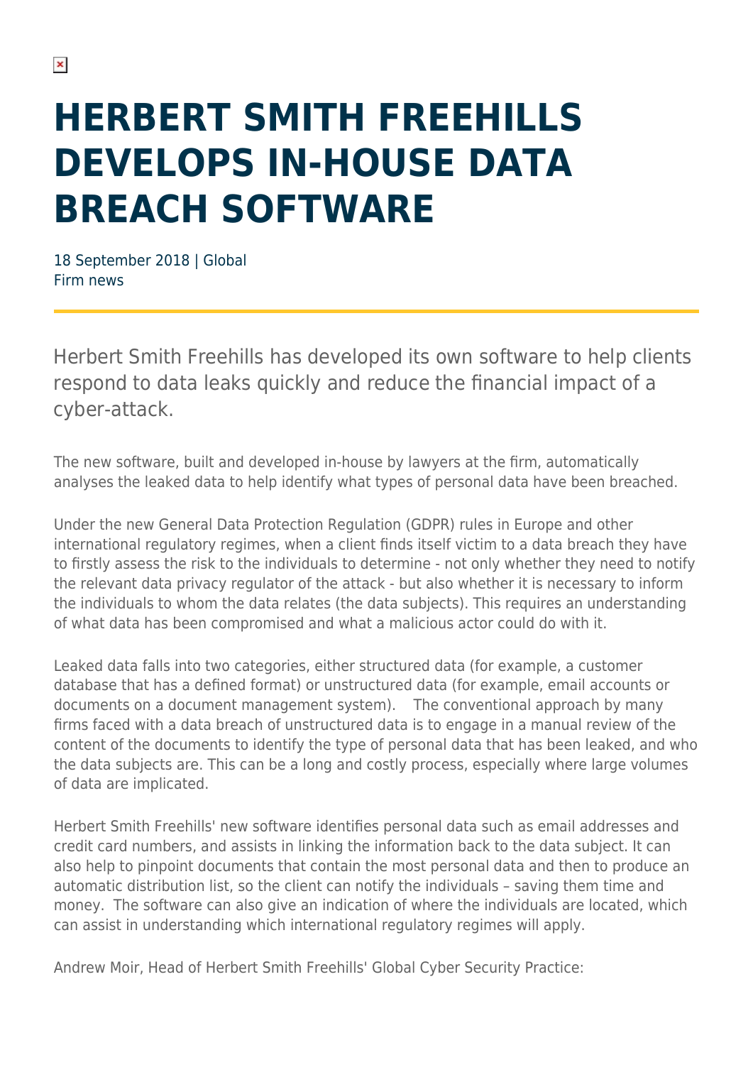# HERBERT SMITH FREEHILLS DEVELOPS IN-HOUSE DATA BREACH SOFTWARE

18 September 2018 | Global
Firm news

Herbert Smith Freehills has developed its own software to help clients respond to data leaks quickly and reduce the financial impact of a cyber-attack.

The new software, built and developed in-house by lawyers at the firm, automatically analyses the leaked data to help identify what types of personal data have been breached.

Under the new General Data Protection Regulation (GDPR) rules in Europe and other international regulatory regimes, when a client finds itself victim to a data breach they have to firstly assess the risk to the individuals to determine - not only whether they need to notify the relevant data privacy regulator of the attack - but also whether it is necessary to inform the individuals to whom the data relates (the data subjects). This requires an understanding of what data has been compromised and what a malicious actor could do with it.

Leaked data falls into two categories, either structured data (for example, a customer database that has a defined format) or unstructured data (for example, email accounts or documents on a document management system). The conventional approach by many firms faced with a data breach of unstructured data is to engage in a manual review of the content of the documents to identify the type of personal data that has been leaked, and who the data subjects are. This can be a long and costly process, especially where large volumes of data are implicated.

Herbert Smith Freehills' new software identifies personal data such as email addresses and credit card numbers, and assists in linking the information back to the data subject. It can also help to pinpoint documents that contain the most personal data and then to produce an automatic distribution list, so the client can notify the individuals – saving them time and money. The software can also give an indication of where the individuals are located, which can assist in understanding which international regulatory regimes will apply.

Andrew Moir, Head of Herbert Smith Freehills' Global Cyber Security Practice: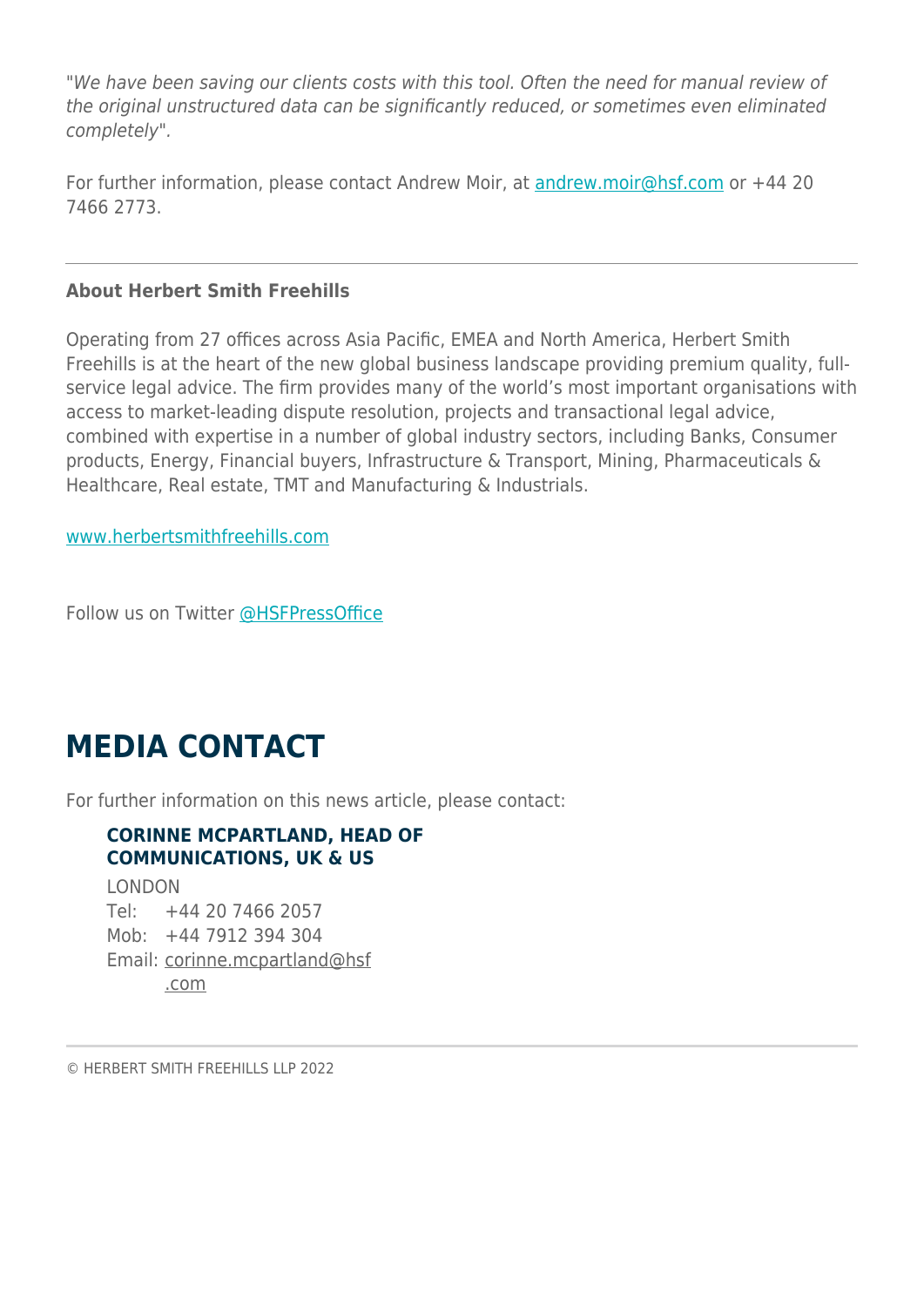"*We have been saving our clients costs with this tool. Often the need for manual review of the original unstructured data can be significantly reduced, or sometimes even eliminated completely*".

For further information, please contact Andrew Moir, at andrew.moir@hsf.com or +44 20 7466 2773.

---

**About Herbert Smith Freehills**

Operating from 27 offices across Asia Pacific, EMEA and North America, Herbert Smith Freehills is at the heart of the new global business landscape providing premium quality, full-service legal advice. The firm provides many of the world's most important organisations with access to market-leading dispute resolution, projects and transactional legal advice, combined with expertise in a number of global industry sectors, including Banks, Consumer products, Energy, Financial buyers, Infrastructure & Transport, Mining, Pharmaceuticals & Healthcare, Real estate, TMT and Manufacturing & Industrials.

www.herbertsmithfreehills.com

Follow us on Twitter @HSFPressOffice

# MEDIA CONTACT

For further information on this news article, please contact:

**CORINNE MCPARTLAND, HEAD OF COMMUNICATIONS, UK & US**

LONDON
Tel: +44 20 7466 2057
Mob: +44 7912 394 304
Email: corinne.mcpartland@hsf.com

© HERBERT SMITH FREEHILLS LLP 2022